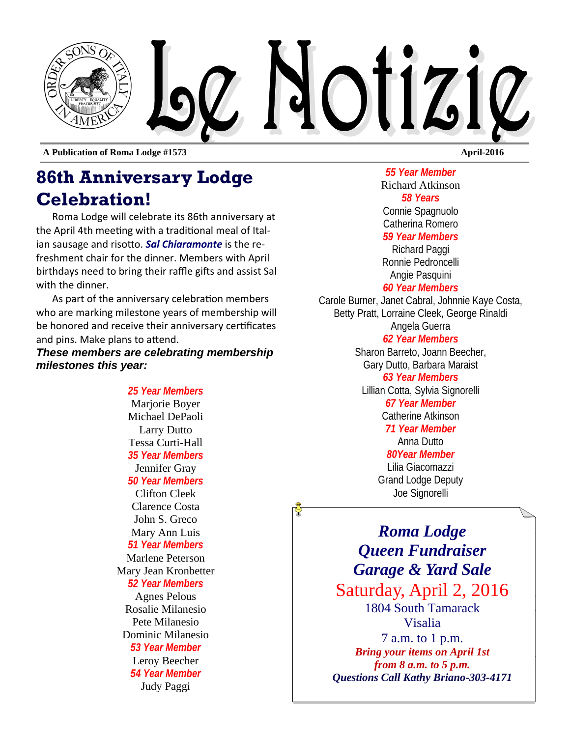# Le Notizie

**A Publication of Roma Lodge #1573** **April-2016**

## 86th Anniversary Lodge Celebration!

Roma Lodge will celebrate its 86th anniversary at the April 4th meeting with a traditional meal of Italian sausage and risotto. ***Sal Chiaramonte*** is the refreshment chair for the dinner. Members with April birthdays need to bring their raffle gifts and assist Sal with the dinner.

As part of the anniversary celebration members who are marking milestone years of membership will be honored and receive their anniversary certificates and pins. Make plans to attend.

***These members are celebrating membership milestones this year:***

***25 Year Members***
Marjorie Boyer
Michael DePaoli
Larry Dutto
Tessa Curti-Hall

***35 Year Members***
Jennifer Gray

***50 Year Members***
Clifton Cleek
Clarence Costa
John S. Greco
Mary Ann Luis

***51 Year Members***
Marlene Peterson
Mary Jean Kronbetter

***52 Year Members***
Agnes Pelous
Rosalie Milanesio
Pete Milanesio
Dominic Milanesio

***53 Year Member***
Leroy Beecher

***54 Year Member***
Judy Paggi

***55 Year Member***
Richard Atkinson

***58 Years***
Connie Spagnuolo
Catherina Romero

***59 Year Members***
Richard Paggi
Ronnie Pedroncelli
Angie Pasquini

***60 Year Members***
Carole Burner, Janet Cabral, Johnnie Kaye Costa, Betty Pratt, Lorraine Cleek, George Rinaldi
Angela Guerra

***62 Year Members***
Sharon Barreto, Joann Beecher, Gary Dutto, Barbara Maraist

***63 Year Members***
Lillian Cotta, Sylvia Signorelli

***67 Year Member***
Catherine Atkinson

***71 Year Member***
Anna Dutto

***80Year Member***
Lilia Giacomazzi

Grand Lodge Deputy
Joe Signorelli

***Roma Lodge Queen Fundraiser Garage & Yard Sale***

Saturday, April 2, 2016

1804 South Tamarack
Visalia
7 a.m. to 1 p.m.

***Bring your items on April 1st from 8 a.m. to 5 p.m.***

***Questions Call Kathy Briano-303-4171***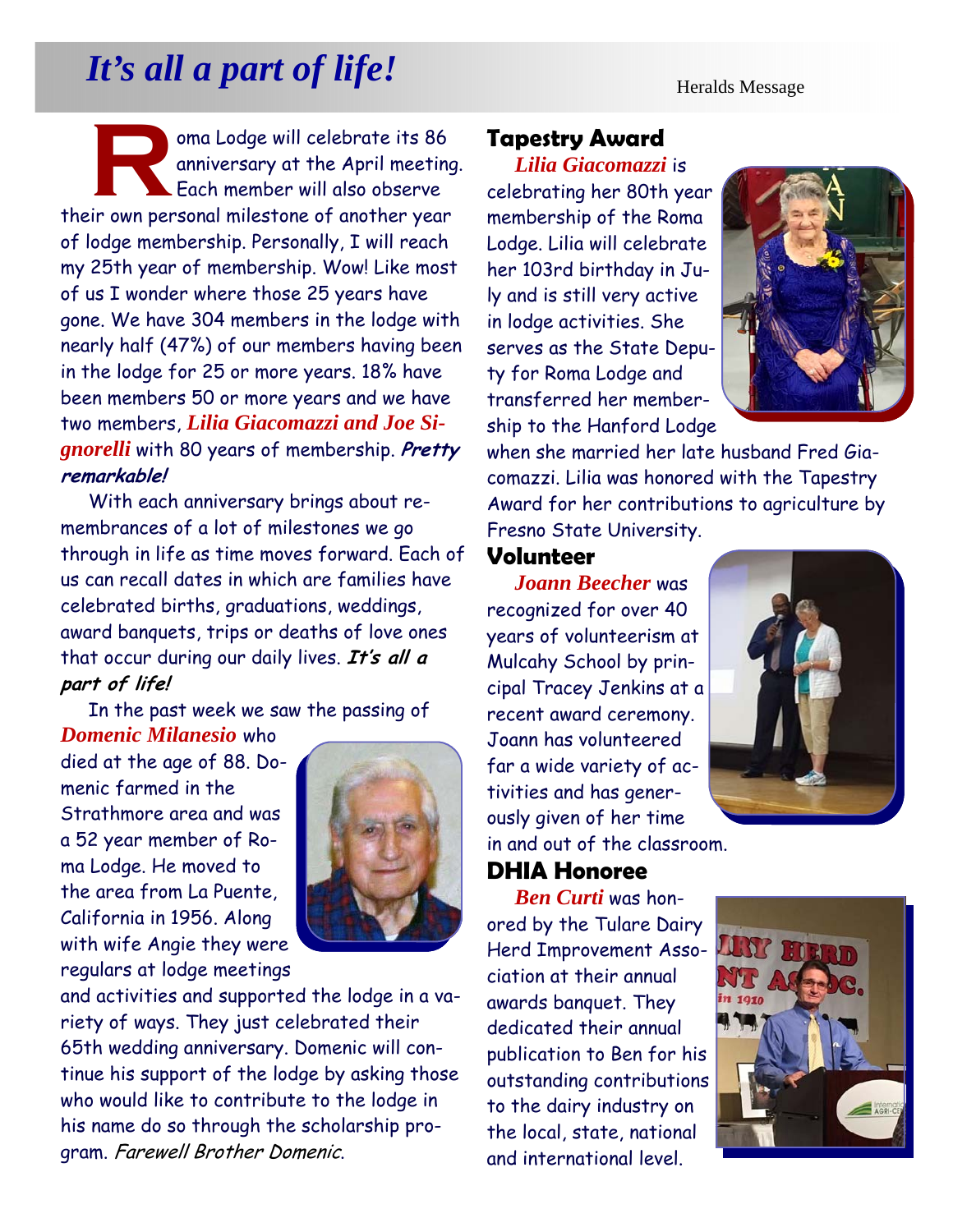# *It's all a part of life!*

Roma Lodge will celebrate its 86 anniversary at the April meeting. Each member will also observe their own personal milestone of another year of lodge membership. Personally, I will reach my 25th year of membership. Wow! Like most of us I wonder where those 25 years have gone. We have 304 members in the lodge with nearly half (47%) of our members having been in the lodge for 25 or more years. 18% have been members 50 or more years and we have two members, ***Lilia Giacomazzi and Joe Signorelli*** with 80 years of membership. ***Pretty remarkable!***

With each anniversary brings about remembrances of a lot of milestones we go through in life as time moves forward. Each of us can recall dates in which are families have celebrated births, graduations, weddings, award banquets, trips or deaths of love ones that occur during our daily lives. ***It's all a part of life!***

In the past week we saw the passing of ***Domenic Milanesio*** who died at the age of 88. Domenic farmed in the Strathmore area and was a 52 year member of Roma Lodge. He moved to the area from La Puente, California in 1956. Along with wife Angie they were regulars at lodge meetings and activities and supported the lodge in a variety of ways. They just celebrated their 65th wedding anniversary. Domenic will continue his support of the lodge by asking those who would like to contribute to the lodge in his name do so through the scholarship program. *Farewell Brother Domenic.*

## Tapestry Award

***Lilia Giacomazzi*** is celebrating her 80th year membership of the Roma Lodge. Lilia will celebrate her 103rd birthday in July and is still very active in lodge activities. She serves as the State Deputy for Roma Lodge and transferred her membership to the Hanford Lodge when she married her late husband Fred Giacomazzi. Lilia was honored with the Tapestry Award for her contributions to agriculture by Fresno State University.

## Volunteer

***Joann Beecher*** was recognized for over 40 years of volunteerism at Mulcahy School by principal Tracey Jenkins at a recent award ceremony. Joann has volunteered far a wide variety of activities and has generously given of her time in and out of the classroom.

## DHIA Honoree

***Ben Curti*** was honored by the Tulare Dairy Herd Improvement Association at their annual awards banquet. They dedicated their annual publication to Ben for his outstanding contributions to the dairy industry on the local, state, national and international level.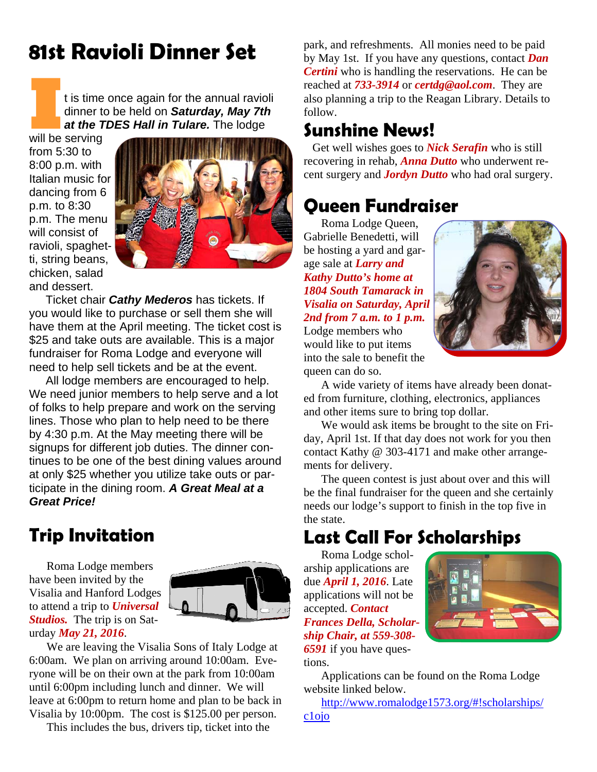## 81st Ravioli Dinner Set

It is time once again for the annual ravioli dinner to be held on ***Saturday, May 7th at the TDES Hall in Tulare.*** The lodge will be serving from 5:30 to 8:00 p.m. with Italian music for dancing from 6 p.m. to 8:30 p.m. The menu will consist of ravioli, spaghetti, string beans, chicken, salad and dessert.

Ticket chair ***Cathy Mederos*** has tickets. If you would like to purchase or sell them she will have them at the April meeting. The ticket cost is $25 and take outs are available. This is a major fundraiser for Roma Lodge and everyone will need to help sell tickets and be at the event.

All lodge members are encouraged to help. We need junior members to help serve and a lot of folks to help prepare and work on the serving lines. Those who plan to help need to be there by 4:30 p.m. At the May meeting there will be signups for different job duties. The dinner continues to be one of the best dining values around at only $25 whether you utilize take outs or participate in the dining room. ***A Great Meal at a Great Price!***

## Trip Invitation

Roma Lodge members have been invited by the Visalia and Hanford Lodges to attend a trip to ***Universal Studios.*** The trip is on Saturday ***May 21, 2016***.

We are leaving the Visalia Sons of Italy Lodge at 6:00am. We plan on arriving around 10:00am. Everyone will be on their own at the park from 10:00am until 6:00pm including lunch and dinner. We will leave at 6:00pm to return home and plan to be back in Visalia by 10:00pm. The cost is $125.00 per person.

This includes the bus, drivers tip, ticket into the park, and refreshments. All monies need to be paid by May 1st. If you have any questions, contact ***Dan Certini*** who is handling the reservations. He can be reached at ***733-3914*** or ***certdg@aol.com***. They are also planning a trip to the Reagan Library. Details to follow.

## Sunshine News!

Get well wishes goes to ***Nick Serafin*** who is still recovering in rehab, ***Anna Dutto*** who underwent recent surgery and ***Jordyn Dutto*** who had oral surgery.

## Queen Fundraiser

Roma Lodge Queen, Gabrielle Benedetti, will be hosting a yard and garage sale at ***Larry and Kathy Dutto's home at 1804 South Tamarack in Visalia on Saturday, April 2nd from 7 a.m. to 1 p.m.*** Lodge members who would like to put items into the sale to benefit the queen can do so.

A wide variety of items have already been donated from furniture, clothing, electronics, appliances and other items sure to bring top dollar.

We would ask items be brought to the site on Friday, April 1st. If that day does not work for you then contact Kathy @ 303-4171 and make other arrangements for delivery.

The queen contest is just about over and this will be the final fundraiser for the queen and she certainly needs our lodge's support to finish in the top five in the state.

## Last Call For Scholarships

Roma Lodge scholarship applications are due ***April 1, 2016***. Late applications will not be accepted. ***Contact Frances Della, Scholarship Chair, at 559-308-6591*** if you have questions.

Applications can be found on the Roma Lodge website linked below.

http://www.romalodge1573.org/#!scholarships/c1ojo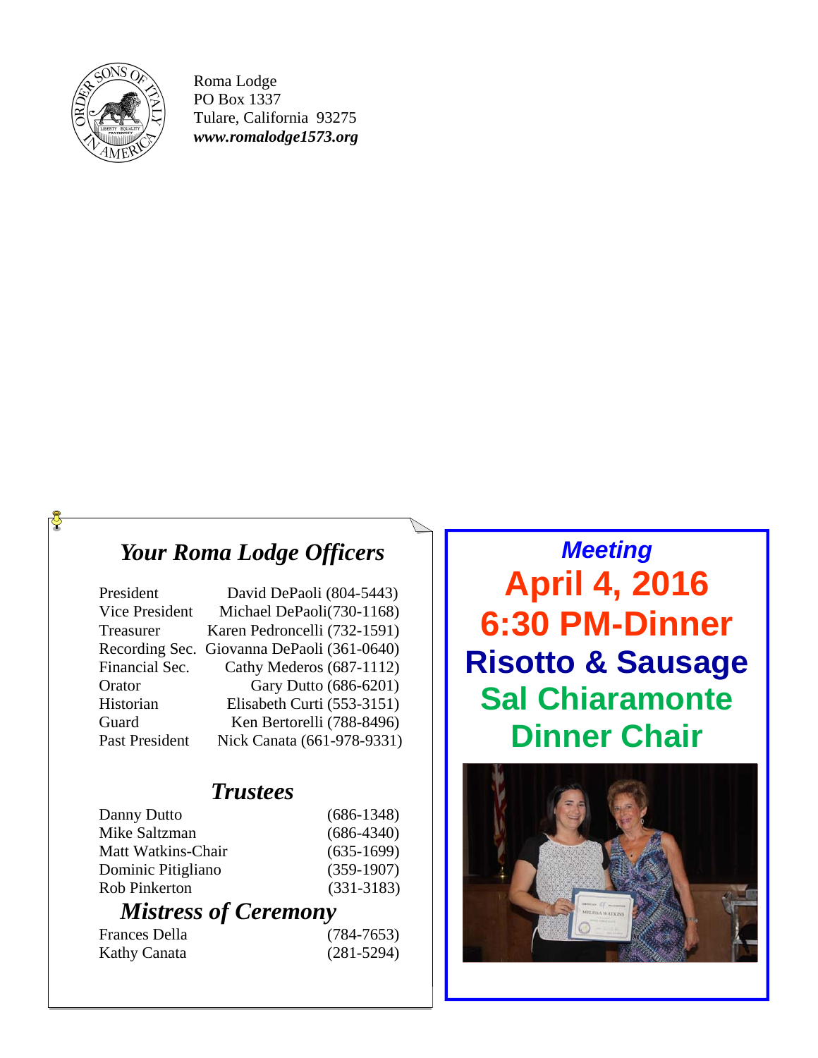Roma Lodge
PO Box 1337
Tulare, California 93275
***www.romalodge1573.org***

## *Your Roma Lodge Officers*

| | |
|---|---|
| President | David DePaoli (804-5443) |
| Vice President | Michael DePaoli(730-1168) |
| Treasurer | Karen Pedroncelli (732-1591) |
| Recording Sec. | Giovanna DePaoli (361-0640) |
| Financial Sec. | Cathy Mederos (687-1112) |
| Orator | Gary Dutto (686-6201) |
| Historian | Elisabeth Curti (553-3151) |
| Guard | Ken Bertorelli (788-8496) |
| Past President | Nick Canata (661-978-9331) |

## *Trustees*

| | |
|---|---|
| Danny Dutto | (686-1348) |
| Mike Saltzman | (686-4340) |
| Matt Watkins-Chair | (635-1699) |
| Dominic Pitigliano | (359-1907) |
| Rob Pinkerton | (331-3183) |

## *Mistress of Ceremony*

| | |
|---|---|
| Frances Della | (784-7653) |
| Kathy Canata | (281-5294) |

***Meeting***

**April 4, 2016**

**6:30 PM-Dinner**

**Risotto & Sausage**

**Sal Chiaramonte**

**Dinner Chair**